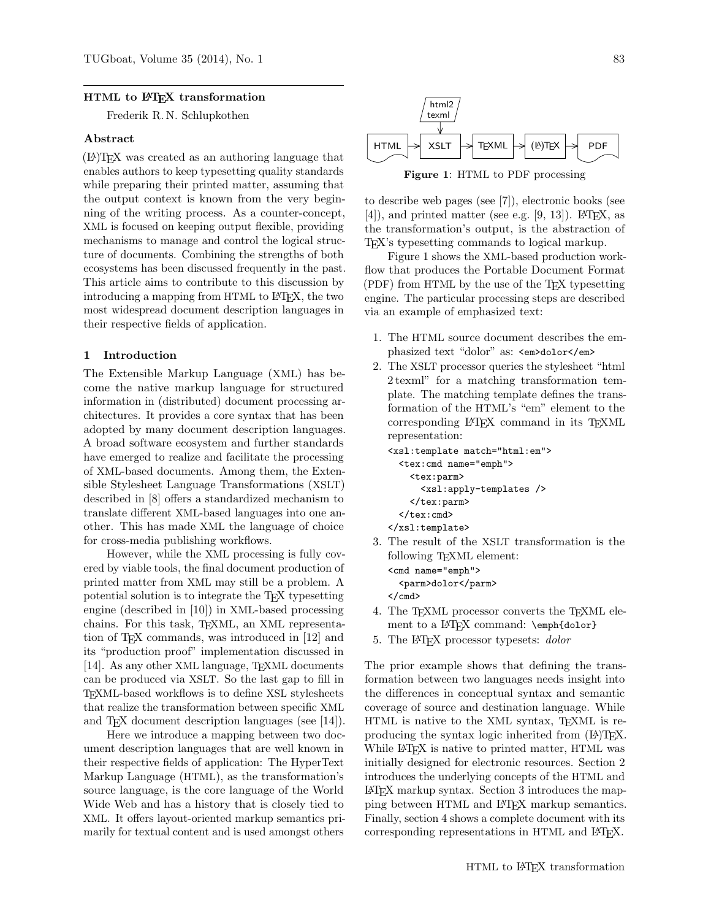## HTML to LaTeX transformation

Frederik R. N. Schlupkothen

### Abstract

(LA)TEX was created as an authoring language that enables authors to keep typesetting quality standards while preparing their printed matter, assuming that the output context is known from the very beginning of the writing process. As a counter-concept, XML is focused on keeping output flexible, providing mechanisms to manage and control the logical structure of documents. Combining the strengths of both ecosystems has been discussed frequently in the past. This article aims to contribute to this discussion by introducing a mapping from HTML to LaTeX, the two most widespread document description languages in their respective fields of application.

### 1 Introduction

The Extensible Markup Language (XML) has become the native markup language for structured information in (distributed) document processing architectures. It provides a core syntax that has been adopted by many document description languages. A broad software ecosystem and further standards have emerged to realize and facilitate the processing of XML-based documents. Among them, the Extensible Stylesheet Language Transformations (XSLT) described in [8] offers a standardized mechanism to translate different XML-based languages into one another. This has made XML the language of choice for cross-media publishing workflows.

However, while the XML processing is fully covered by viable tools, the final document production of printed matter from XML may still be a problem. A potential solution is to integrate the TEX typesetting engine (described in [10]) in XML-based processing chains. For this task, TEXML, an XML representation of TEX commands, was introduced in [12] and its "production proof" implementation discussed in [14]. As any other XML language, TEXML documents can be produced via XSLT. So the last gap to fill in TEXML-based workflows is to define XSL stylesheets that realize the transformation between specific XML and TEX document description languages (see [14]).

Here we introduce a mapping between two document description languages that are well known in their respective fields of application: The HyperText Markup Language (HTML), as the transformation's source language, is the core language of the World Wide Web and has a history that is closely tied to XML. It offers layout-oriented markup semantics primarily for textual content and is used amongst others to describe web pages (see [7]), electronic books (see [4]), and printed matter (see e.g. [9, 13]). LaTeX, as the transformation's output, is the abstraction of TEX's typesetting commands to logical markup.

HTML → XSLT (html2texml) → TEXML → (LA)TEX → PDF

**Figure 1**: HTML to PDF processing

Figure 1 shows the XML-based production workflow that produces the Portable Document Format (PDF) from HTML by the use of the TEX typesetting engine. The particular processing steps are described via an example of emphasized text:

1. The HTML source document describes the emphasized text "dolor" as: `<em>dolor</em>`
2. The XSLT processor queries the stylesheet "html 2 texml" for a matching transformation template. The matching template defines the transformation of the HTML's "em" element to the corresponding LaTeX command in its TEXML representation:

```
<xsl:template match="html:em">
  <tex:cmd name="emph">
    <tex:parm>
      <xsl:apply-templates />
    </tex:parm>
  </tex:cmd>
</xsl:template>
```

3. The result of the XSLT transformation is the following TEXML element:

```
<cmd name="emph">
  <parm>dolor</parm>
</cmd>
```

4. The TEXML processor converts the TEXML element to a LaTeX command: `\emph{dolor}`
5. The LaTeX processor typesets: *dolor*

The prior example shows that defining the transformation between two languages needs insight into the differences in conceptual syntax and semantic coverage of source and destination language. While HTML is native to the XML syntax, TEXML is reproducing the syntax logic inherited from (LA)TEX. While LaTeX is native to printed matter, HTML was initially designed for electronic resources. Section 2 introduces the underlying concepts of the HTML and LaTeX markup syntax. Section 3 introduces the mapping between HTML and LaTeX markup semantics. Finally, section 4 shows a complete document with its corresponding representations in HTML and LaTeX.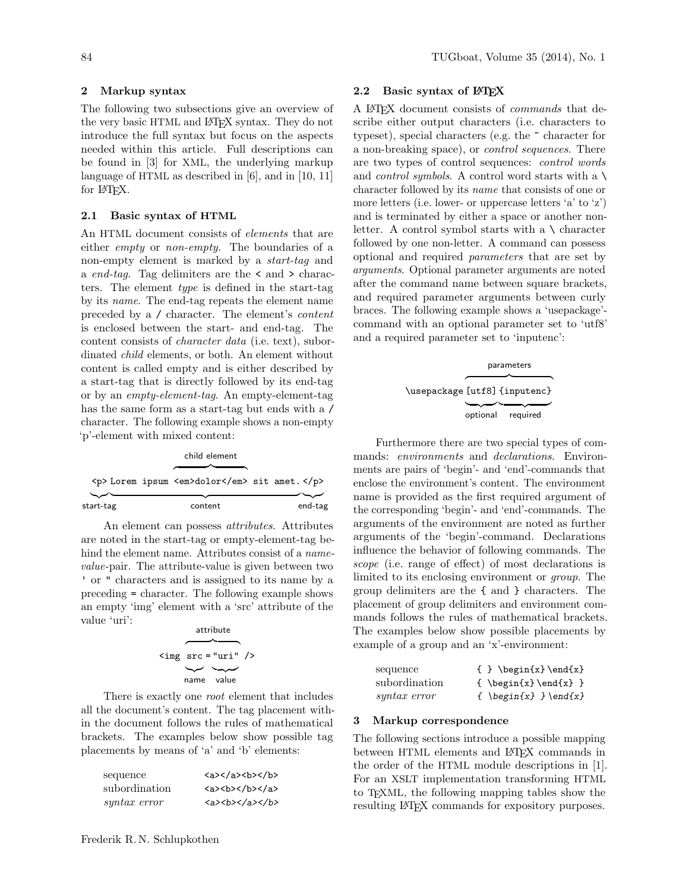## 2 Markup syntax

The following two subsections give an overview of the very basic HTML and LaTeX syntax. They do not introduce the full syntax but focus on the aspects needed within this article. Full descriptions can be found in [3] for XML, the underlying markup language of HTML as described in [6], and in [10, 11] for LaTeX.

### 2.1 Basic syntax of HTML

An HTML document consists of *elements* that are either *empty* or *non-empty*. The boundaries of a non-empty element is marked by a *start-tag* and a *end-tag*. Tag delimiters are the `<` and `>` characters. The element *type* is defined in the start-tag by its *name*. The end-tag repeats the element name preceded by a `/` character. The element's *content* is enclosed between the start- and end-tag. The content consists of *character data* (i.e. text), subordinated *child* elements, or both. An element without content is called empty and is either described by a start-tag that is directly followed by its end-tag or by an *empty-element-tag*. An empty-element-tag has the same form as a start-tag but ends with a `/` character. The following example shows a non-empty 'p'-element with mixed content:

```
                        child element
<p> Lorem ipsum <em>dolor</em> sit amet. </p>
start-tag            content            end-tag
```

An element can possess *attributes*. Attributes are noted in the start-tag or empty-element-tag behind the element name. Attributes consist of a *name-value*-pair. The attribute-value is given between two `'` or `"` characters and is assigned to its name by a preceding `=` character. The following example shows an empty 'img' element with a 'src' attribute of the value 'uri':

```
       attribute
<img src = "uri" />
     name  value
```

There is exactly one *root* element that includes all the document's content. The tag placement within the document follows the rules of mathematical brackets. The examples below show possible tag placements by means of 'a' and 'b' elements:

| | |
|---|---|
| sequence | `<a></a><b></b>` |
| subordination | `<a><b></b></a>` |
| *syntax error* | `<a><b></a></b>` |

### 2.2 Basic syntax of LaTeX

A LaTeX document consists of *commands* that describe either output characters (i.e. characters to typeset), special characters (e.g. the `~` character for a non-breaking space), or *control sequences*. There are two types of control sequences: *control words* and *control symbols*. A control word starts with a `\` character followed by its *name* that consists of one or more letters (i.e. lower- or uppercase letters 'a' to 'z') and is terminated by either a space or another non-letter. A control symbol starts with a `\` character followed by one non-letter. A command can possess optional and required *parameters* that are set by *arguments*. Optional parameter arguments are noted after the command name between square brackets, and required parameter arguments between curly braces. The following example shows a 'usepackage'-command with an optional parameter set to 'utf8' and a required parameter set to 'inputenc':

```
                parameters
\usepackage [utf8] {inputenc}
            optional  required
```

Furthermore there are two special types of commands: *environments* and *declarations*. Environments are pairs of 'begin'- and 'end'-commands that enclose the environment's content. The environment name is provided as the first required argument of the corresponding 'begin'- and 'end'-commands. The arguments of the environment are noted as further arguments of the 'begin'-command. Declarations influence the behavior of following commands. The *scope* (i.e. range of effect) of most declarations is limited to its enclosing environment or *group*. The group delimiters are the `{` and `}` characters. The placement of group delimiters and environment commands follows the rules of mathematical brackets. The examples below show possible placements by example of a group and an 'x'-environment:

| | |
|---|---|
| sequence | `{ } \begin{x}\end{x}` |
| subordination | `{ \begin{x}\end{x} }` |
| *syntax error* | `{ \begin{x} }\end{x}` |

## 3 Markup correspondence

The following sections introduce a possible mapping between HTML elements and LaTeX commands in the order of the HTML module descriptions in [1]. For an XSLT implementation transforming HTML to TeXML, the following mapping tables show the resulting LaTeX commands for expository purposes.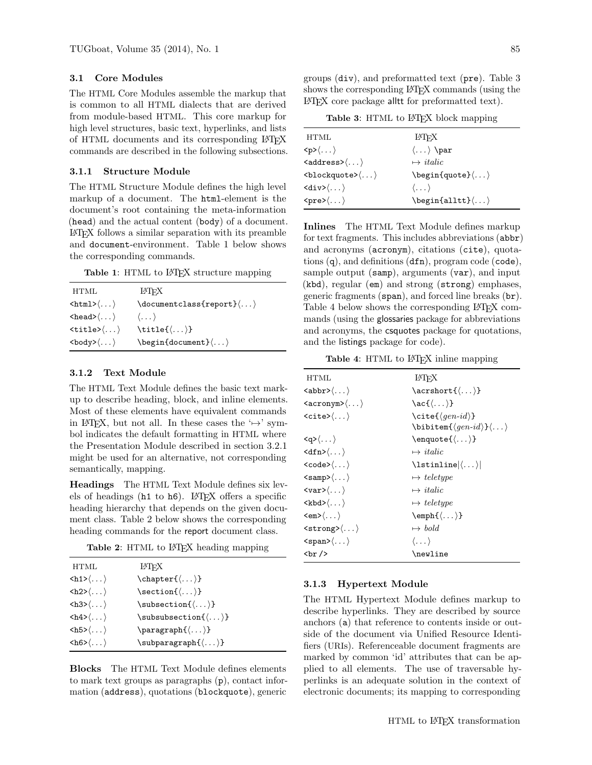### 3.1 Core Modules

The HTML Core Modules assemble the markup that is common to all HTML dialects that are derived from module-based HTML. This core markup for high level structures, basic text, hyperlinks, and lists of HTML documents and its corresponding LaTeX commands are described in the following subsections.

#### 3.1.1 Structure Module

The HTML Structure Module defines the high level markup of a document. The `html`-element is the document's root containing the meta-information (`head`) and the actual content (`body`) of a document. LaTeX follows a similar separation with its preamble and `document`-environment. Table 1 below shows the corresponding commands.

**Table 1**: HTML to LaTeX structure mapping

| HTML | LaTeX |
|---|---|
| `<html>`⟨...⟩ | `\documentclass{report}`⟨...⟩ |
| `<head>`⟨...⟩ | ⟨...⟩ |
| `<title>`⟨...⟩ | `\title{`⟨...⟩`}` |
| `<body>`⟨...⟩ | `\begin{document}`⟨...⟩ |

#### 3.1.2 Text Module

The HTML Text Module defines the basic text markup to describe heading, block, and inline elements. Most of these elements have equivalent commands in LaTeX, but not all. In these cases the '↦' symbol indicates the default formatting in HTML where the Presentation Module described in section 3.2.1 might be used for an alternative, not corresponding semantically, mapping.

**Headings** The HTML Text Module defines six levels of headings (`h1` to `h6`). LaTeX offers a specific heading hierarchy that depends on the given document class. Table 2 below shows the corresponding heading commands for the report document class.

**Table 2**: HTML to LaTeX heading mapping

| HTML | LaTeX |
|---|---|
| `<h1>`⟨...⟩ | `\chapter{`⟨...⟩`}` |
| `<h2>`⟨...⟩ | `\section{`⟨...⟩`}` |
| `<h3>`⟨...⟩ | `\subsection{`⟨...⟩`}` |
| `<h4>`⟨...⟩ | `\subsubsection{`⟨...⟩`}` |
| `<h5>`⟨...⟩ | `\paragraph{`⟨...⟩`}` |
| `<h6>`⟨...⟩ | `\subparagraph{`⟨...⟩`}` |

**Blocks** The HTML Text Module defines elements to mark text groups as paragraphs (`p`), contact information (`address`), quotations (`blockquote`), generic groups (`div`), and preformatted text (`pre`). Table 3 shows the corresponding LaTeX commands (using the LaTeX core package alltt for preformatted text).

**Table 3**: HTML to LaTeX block mapping

| HTML | LaTeX |
|---|---|
| `<p>`⟨...⟩ | ⟨...⟩ `\par` |
| `<address>`⟨...⟩ | ↦ *italic* |
| `<blockquote>`⟨...⟩ | `\begin{quote}`⟨...⟩ |
| `<div>`⟨...⟩ | ⟨...⟩ |
| `<pre>`⟨...⟩ | `\begin{alltt}`⟨...⟩ |

**Inlines** The HTML Text Module defines markup for text fragments. This includes abbreviations (`abbr`) and acronyms (`acronym`), citations (`cite`), quotations (`q`), and definitions (`dfn`), program code (`code`), sample output (`samp`), arguments (`var`), and input (`kbd`), regular (`em`) and strong (`strong`) emphases, generic fragments (`span`), and forced line breaks (`br`). Table 4 below shows the corresponding LaTeX commands (using the glossaries package for abbreviations and acronyms, the csquotes package for quotations, and the listings package for code).

**Table 4**: HTML to LaTeX inline mapping

| HTML | LaTeX |
|---|---|
| `<abbr>`⟨...⟩ | `\acrshort{`⟨...⟩`}` |
| `<acronym>`⟨...⟩ | `\ac{`⟨...⟩`}` |
| `<cite>`⟨...⟩ | `\cite{`⟨*gen-id*⟩`}` `\bibitem{`⟨*gen-id*⟩`}`⟨...⟩ |
| `<q>`⟨...⟩ | `\enquote{`⟨...⟩`}` |
| `<dfn>`⟨...⟩ | ↦ *italic* |
| `<code>`⟨...⟩ | `\lstinline|`⟨...⟩`|` |
| `<samp>`⟨...⟩ | ↦ *teletype* |
| `<var>`⟨...⟩ | ↦ *italic* |
| `<kbd>`⟨...⟩ | ↦ *teletype* |
| `<em>`⟨...⟩ | `\emph{`⟨...⟩`}` |
| `<strong>`⟨...⟩ | ↦ *bold* |
| `<span>`⟨...⟩ | ⟨...⟩ |
| `<br />` | `\newline` |

#### 3.1.3 Hypertext Module

The HTML Hypertext Module defines markup to describe hyperlinks. They are described by source anchors (`a`) that reference to contents inside or outside of the document via Unified Resource Identifiers (URIs). Referenceable document fragments are marked by common 'id' attributes that can be applied to all elements. The use of traversable hyperlinks is an adequate solution in the context of electronic documents; its mapping to corresponding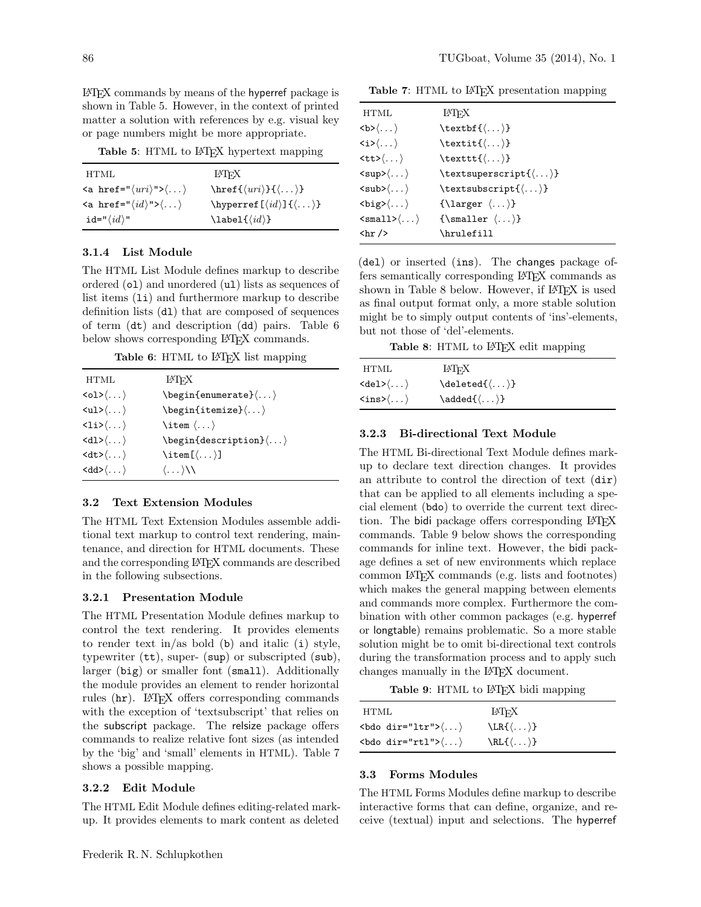LaTeX commands by means of the hyperref package is shown in Table 5. However, in the context of printed matter a solution with references by e.g. visual key or page numbers might be more appropriate.

**Table 5**: HTML to LaTeX hypertext mapping

| HTML | LaTeX |
|---|---|
| `<a href="⟨uri⟩">⟨...⟩` | `\href{⟨uri⟩}{⟨...⟩}` |
| `<a href="⟨id⟩">⟨...⟩` | `\hyperref[⟨id⟩]{⟨...⟩}` |
| `id="⟨id⟩"` | `\label{⟨id⟩}` |

### 3.1.4 List Module

The HTML List Module defines markup to describe ordered (`ol`) and unordered (`ul`) lists as sequences of list items (`li`) and furthermore markup to describe definition lists (`dl`) that are composed of sequences of term (`dt`) and description (`dd`) pairs. Table 6 below shows corresponding LaTeX commands.

**Table 6**: HTML to LaTeX list mapping

| HTML | LaTeX |
|---|---|
| `<ol>⟨...⟩` | `\begin{enumerate}⟨...⟩` |
| `<ul>⟨...⟩` | `\begin{itemize}⟨...⟩` |
| `<li>⟨...⟩` | `\item ⟨...⟩` |
| `<dl>⟨...⟩` | `\begin{description}⟨...⟩` |
| `<dt>⟨...⟩` | `\item[⟨...⟩]` |
| `<dd>⟨...⟩` | `⟨...⟩\\` |

## 3.2 Text Extension Modules

The HTML Text Extension Modules assemble additional text markup to control text rendering, maintenance, and direction for HTML documents. These and the corresponding LaTeX commands are described in the following subsections.

### 3.2.1 Presentation Module

The HTML Presentation Module defines markup to control the text rendering. It provides elements to render text in/as bold (`b`) and italic (`i`) style, typewriter (`tt`), super- (`sup`) or subscripted (`sub`), larger (`big`) or smaller font (`small`). Additionally the module provides an element to render horizontal rules (`hr`). LaTeX offers corresponding commands with the exception of 'textsubscript' that relies on the subscript package. The relsize package offers commands to realize relative font sizes (as intended by the 'big' and 'small' elements in HTML). Table 7 shows a possible mapping.

**Table 7**: HTML to LaTeX presentation mapping

| HTML | LaTeX |
|---|---|
| `<b>⟨...⟩` | `\textbf{⟨...⟩}` |
| `<i>⟨...⟩` | `\textit{⟨...⟩}` |
| `<tt>⟨...⟩` | `\texttt{⟨...⟩}` |
| `<sup>⟨...⟩` | `\textsuperscript{⟨...⟩}` |
| `<sub>⟨...⟩` | `\textsubscript{⟨...⟩}` |
| `<big>⟨...⟩` | `{\larger ⟨...⟩}` |
| `<small>⟨...⟩` | `{\smaller ⟨...⟩}` |
| `<hr />` | `\hrulefill` |

### 3.2.2 Edit Module

The HTML Edit Module defines editing-related markup. It provides elements to mark content as deleted (`del`) or inserted (`ins`). The changes package offers semantically corresponding LaTeX commands as shown in Table 8 below. However, if LaTeX is used as final output format only, a more stable solution might be to simply output contents of 'ins'-elements, but not those of 'del'-elements.

**Table 8**: HTML to LaTeX edit mapping

| HTML | LaTeX |
|---|---|
| `<del>⟨...⟩` | `\deleted{⟨...⟩}` |
| `<ins>⟨...⟩` | `\added{⟨...⟩}` |

### 3.2.3 Bi-directional Text Module

The HTML Bi-directional Text Module defines markup to declare text direction changes. It provides an attribute to control the direction of text (`dir`) that can be applied to all elements including a special element (`bdo`) to override the current text direction. The bidi package offers corresponding LaTeX commands. Table 9 below shows the corresponding commands for inline text. However, the bidi package defines a set of new environments which replace common LaTeX commands (e.g. lists and footnotes) which makes the general mapping between elements and commands more complex. Furthermore the combination with other common packages (e.g. hyperref or longtable) remains problematic. So a more stable solution might be to omit bi-directional text controls during the transformation process and to apply such changes manually in the LaTeX document.

**Table 9**: HTML to LaTeX bidi mapping

| HTML | LaTeX |
|---|---|
| `<bdo dir="ltr">⟨...⟩` | `\LR{⟨...⟩}` |
| `<bdo dir="rtl">⟨...⟩` | `\RL{⟨...⟩}` |

## 3.3 Forms Modules

The HTML Forms Modules define markup to describe interactive forms that can define, organize, and receive (textual) input and selections. The hyperref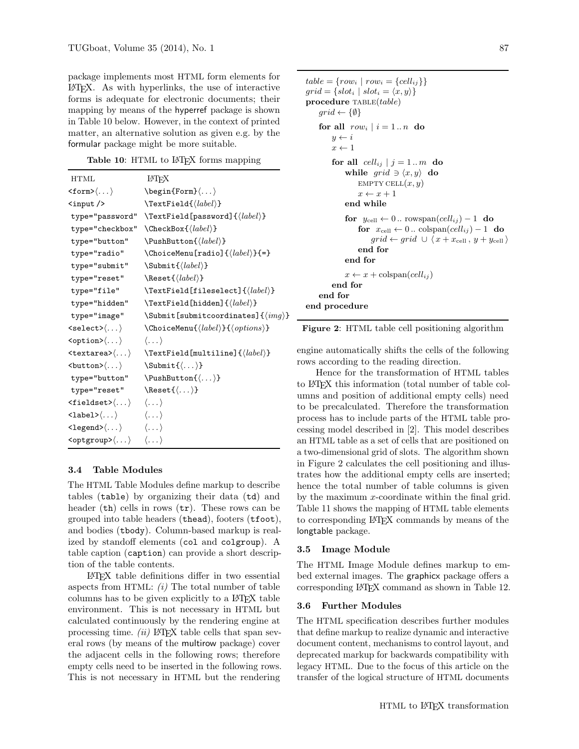package implements most HTML form elements for LaTeX. As with hyperlinks, the use of interactive forms is adequate for electronic documents; their mapping by means of the hyperref package is shown in Table 10 below. However, in the context of printed matter, an alternative solution as given e.g. by the formular package might be more suitable.

**Table 10**: HTML to LaTeX forms mapping

| HTML | LaTeX |
|---|---|
| `<form>`⟨...⟩ | `\begin{Form}`⟨...⟩ |
| `<input />` | `\TextField{`⟨*label*⟩`}` |
| `type="password"` | `\TextField[password]{`⟨*label*⟩`}` |
| `type="checkbox"` | `\CheckBox{`⟨*label*⟩`}` |
| `type="button"` | `\PushButton{`⟨*label*⟩`}` |
| `type="radio"` | `\ChoiceMenu[radio]{`⟨*label*⟩`}{=}` |
| `type="submit"` | `\Submit{`⟨*label*⟩`}` |
| `type="reset"` | `\Reset{`⟨*label*⟩`}` |
| `type="file"` | `\TextField[fileselect]{`⟨*label*⟩`}` |
| `type="hidden"` | `\TextField[hidden]{`⟨*label*⟩`}` |
| `type="image"` | `\Submit[submitcoordinates]{`⟨*img*⟩`}` |
| `<select>`⟨...⟩ | `\ChoiceMenu{`⟨*label*⟩`}{`⟨*options*⟩`}` |
| `<option>`⟨...⟩ | ⟨...⟩ |
| `<textarea>`⟨...⟩ | `\TextField[multiline]{`⟨*label*⟩`}` |
| `<button>`⟨...⟩ | `\Submit{`⟨...⟩`}` |
| `type="button"` | `\PushButton{`⟨...⟩`}` |
| `type="reset"` | `\Reset{`⟨...⟩`}` |
| `<fieldset>`⟨...⟩ | ⟨...⟩ |
| `<label>`⟨...⟩ | ⟨...⟩ |
| `<legend>`⟨...⟩ | ⟨...⟩ |
| `<optgroup>`⟨...⟩ | ⟨...⟩ |

### 3.4 Table Modules

The HTML Table Modules define markup to describe tables (`table`) by organizing their data (`td`) and header (`th`) cells in rows (`tr`). These rows can be grouped into table headers (`thead`), footers (`tfoot`), and bodies (`tbody`). Column-based markup is realized by standoff elements (`col` and `colgroup`). A table caption (`caption`) can provide a short description of the table contents.

LaTeX table definitions differ in two essential aspects from HTML: *(i)* The total number of table columns has to be given explicitly to a LaTeX table environment. This is not necessary in HTML but calculated continuously by the rendering engine at processing time. *(ii)* LaTeX table cells that span several rows (by means of the multirow package) cover the adjacent cells in the following rows; therefore empty cells need to be inserted in the following rows. This is not necessary in HTML but the rendering engine automatically shifts the cells of the following rows according to the reading direction.

$table = \{row_i \mid row_i = \{cell_{ij}\}\}$
$grid = \{slot_i \mid slot_i = \langle x, y\rangle\}$
**procedure** TABLE($table$)
    $grid \leftarrow \{\emptyset\}$
    **for all** $row_i \mid i = 1..n$ **do**
        $y \leftarrow i$
        $x \leftarrow 1$
        **for all** $cell_{ij} \mid j = 1..m$ **do**
            **while** $grid \ni \langle x, y\rangle$ **do**
                EMPTY CELL($x, y$)
                $x \leftarrow x + 1$
            **end while**
            **for** $y_{\text{cell}} \leftarrow 0..\text{rowspan}(cell_{ij}) - 1$ **do**
                **for** $x_{\text{cell}} \leftarrow 0..\text{colspan}(cell_{ij}) - 1$ **do**
                    $grid \leftarrow grid \cup \langle x + x_{\text{cell}}, y + y_{\text{cell}}\rangle$
                **end for**
            **end for**
            $x \leftarrow x + \text{colspan}(cell_{ij})$
        **end for**
    **end for**
**end procedure**

**Figure 2**: HTML table cell positioning algorithm

Hence for the transformation of HTML tables to LaTeX this information (total number of table columns and position of additional empty cells) need to be precalculated. Therefore the transformation process has to include parts of the HTML table processing model described in [2]. This model describes an HTML table as a set of cells that are positioned on a two-dimensional grid of slots. The algorithm shown in Figure 2 calculates the cell positioning and illustrates how the additional empty cells are inserted; hence the total number of table columns is given by the maximum $x$-coordinate within the final grid. Table 11 shows the mapping of HTML table elements to corresponding LaTeX commands by means of the longtable package.

### 3.5 Image Module

The HTML Image Module defines markup to embed external images. The graphicx package offers a corresponding LaTeX command as shown in Table 12.

### 3.6 Further Modules

The HTML specification describes further modules that define markup to realize dynamic and interactive document content, mechanisms to control layout, and deprecated markup for backwards compatibility with legacy HTML. Due to the focus of this article on the transfer of the logical structure of HTML documents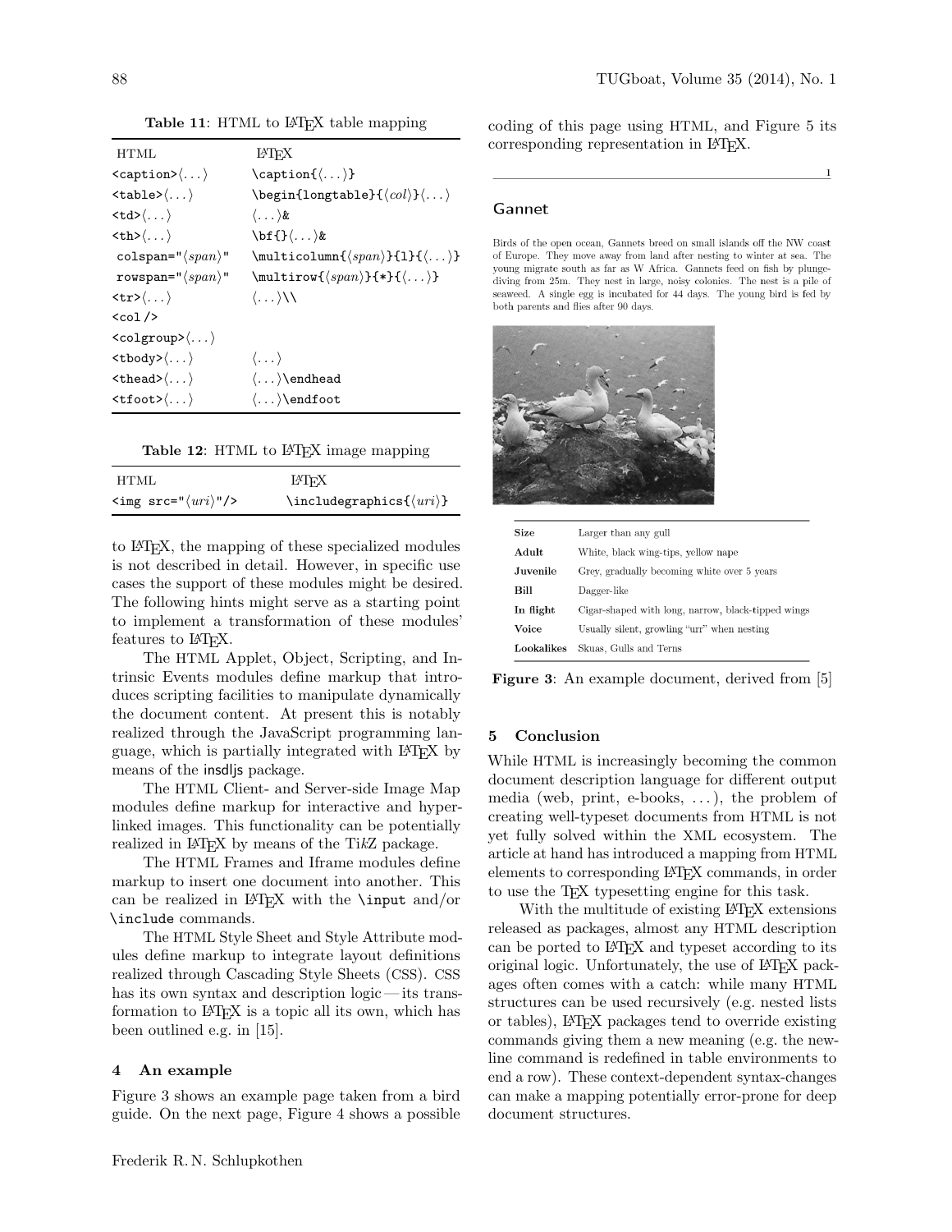**Table 11**: HTML to LaTeX table mapping

| HTML | LaTeX |
|---|---|
| `<caption>`⟨...⟩ | `\caption{`⟨...⟩`}` |
| `<table>`⟨...⟩ | `\begin{longtable}{`⟨*col*⟩`}`⟨...⟩ |
| `<td>`⟨...⟩ | ⟨...⟩`&` |
| `<th>`⟨...⟩ | `\bf{}`⟨...⟩`&` |
| `colspan="`⟨*span*⟩`"` | `\multicolumn{`⟨*span*⟩`}{l}{`⟨...⟩`}` |
| `rowspan="`⟨*span*⟩`"` | `\multirow{`⟨*span*⟩`}{*}{`⟨...⟩`}` |
| `<tr>`⟨...⟩ | ⟨...⟩`\\` |
| `<col />` | |
| `<colgroup>`⟨...⟩ | |
| `<tbody>`⟨...⟩ | ⟨...⟩ |
| `<thead>`⟨...⟩ | ⟨...⟩`\endhead` |
| `<tfoot>`⟨...⟩ | ⟨...⟩`\endfoot` |

**Table 12**: HTML to LaTeX image mapping

| HTML | LaTeX |
|---|---|
| `<img src="`⟨*uri*⟩`"/>` | `\includegraphics{`⟨*uri*⟩`}` |

to LaTeX, the mapping of these specialized modules is not described in detail. However, in specific use cases the support of these modules might be desired. The following hints might serve as a starting point to implement a transformation of these modules' features to LaTeX.

The HTML Applet, Object, Scripting, and Intrinsic Events modules define markup that introduces scripting facilities to manipulate dynamically the document content. At present this is notably realized through the JavaScript programming language, which is partially integrated with LaTeX by means of the insdljs package.

The HTML Client- and Server-side Image Map modules define markup for interactive and hyperlinked images. This functionality can be potentially realized in LaTeX by means of the Ti*k*Z package.

The HTML Frames and Iframe modules define markup to insert one document into another. This can be realized in LaTeX with the `\input` and/or `\include` commands.

The HTML Style Sheet and Style Attribute modules define markup to integrate layout definitions realized through Cascading Style Sheets (CSS). CSS has its own syntax and description logic — its transformation to LaTeX is a topic all its own, which has been outlined e.g. in [15].

## 4 An example

Figure 3 shows an example page taken from a bird guide. On the next page, Figure 4 shows a possible coding of this page using HTML, and Figure 5 its corresponding representation in LaTeX.

1

### Gannet

Birds of the open ocean, Gannets breed on small islands off the NW coast of Europe. They move away from land after nesting to winter at sea. The young migrate south as far as W Africa. Gannets feed on fish by plunge-diving from 25m. They nest in large, noisy colonies. The nest is a pile of seaweed. A single egg is incubated for 44 days. The young bird is fed by both parents and flies after 90 days.

| | |
|---|---|
| **Size** | Larger than any gull |
| **Adult** | White, black wing-tips, yellow nape |
| **Juvenile** | Grey, gradually becoming white over 5 years |
| **Bill** | Dagger-like |
| **In flight** | Cigar-shaped with long, narrow, black-tipped wings |
| **Voice** | Usually silent, growling "urr" when nesting |
| **Lookalikes** | Skuas, Gulls and Terns |

**Figure 3**: An example document, derived from [5]

## 5 Conclusion

While HTML is increasingly becoming the common document description language for different output media (web, print, e-books, ...), the problem of creating well-typeset documents from HTML is not yet fully solved within the XML ecosystem. The article at hand has introduced a mapping from HTML elements to corresponding LaTeX commands, in order to use the TeX typesetting engine for this task.

With the multitude of existing LaTeX extensions released as packages, almost any HTML description can be ported to LaTeX and typeset according to its original logic. Unfortunately, the use of LaTeX packages often comes with a catch: while many HTML structures can be used recursively (e.g. nested lists or tables), LaTeX packages tend to override existing commands giving them a new meaning (e.g. the newline command is redefined in table environments to end a row). These context-dependent syntax-changes can make a mapping potentially error-prone for deep document structures.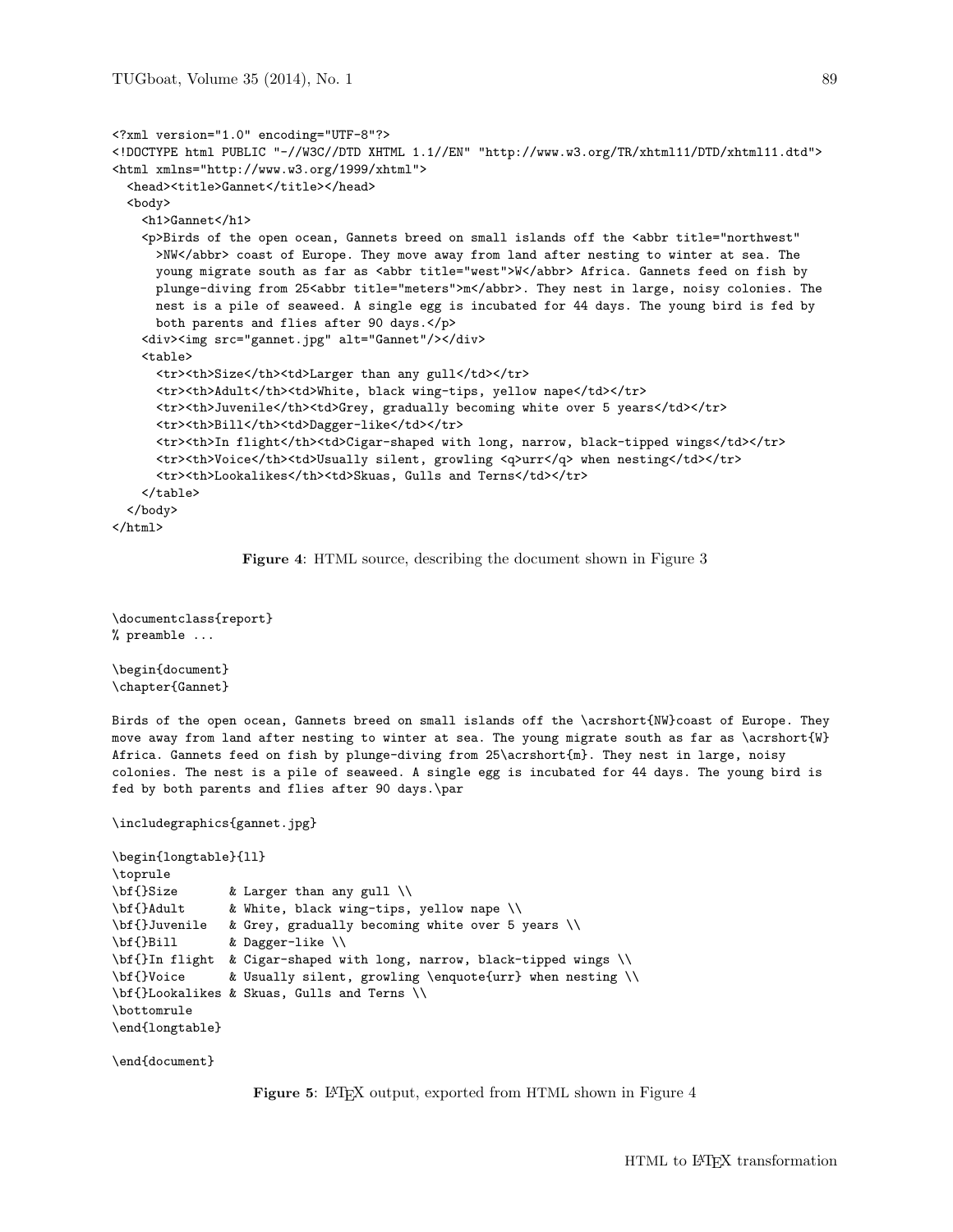```
<?xml version="1.0" encoding="UTF-8"?>
<!DOCTYPE html PUBLIC "-//W3C//DTD XHTML 1.1//EN" "http://www.w3.org/TR/xhtml11/DTD/xhtml11.dtd">
<html xmlns="http://www.w3.org/1999/xhtml">
  <head><title>Gannet</title></head>
  <body>
    <h1>Gannet</h1>
    <p>Birds of the open ocean, Gannets breed on small islands off the <abbr title="northwest"
      >NW</abbr> coast of Europe. They move away from land after nesting to winter at sea. The
      young migrate south as far as <abbr title="west">W</abbr> Africa. Gannets feed on fish by
      plunge-diving from 25<abbr title="meters">m</abbr>. They nest in large, noisy colonies. The
      nest is a pile of seaweed. A single egg is incubated for 44 days. The young bird is fed by
      both parents and flies after 90 days.</p>
    <div><img src="gannet.jpg" alt="Gannet"/></div>
    <table>
      <tr><th>Size</th><td>Larger than any gull</td></tr>
      <tr><th>Adult</th><td>White, black wing-tips, yellow nape</td></tr>
      <tr><th>Juvenile</th><td>Grey, gradually becoming white over 5 years</td></tr>
      <tr><th>Bill</th><td>Dagger-like</td></tr>
      <tr><th>In flight</th><td>Cigar-shaped with long, narrow, black-tipped wings</td></tr>
      <tr><th>Voice</th><td>Usually silent, growling <q>urr</q> when nesting</td></tr>
      <tr><th>Lookalikes</th><td>Skuas, Gulls and Terns</td></tr>
    </table>
  </body>
</html>
```

**Figure 4**: HTML source, describing the document shown in Figure 3

```
\documentclass{report}
% preamble ...

\begin{document}
\chapter{Gannet}

Birds of the open ocean, Gannets breed on small islands off the \acrshort{NW}coast of Europe. They
move away from land after nesting to winter at sea. The young migrate south as far as \acrshort{W}
Africa. Gannets feed on fish by plunge-diving from 25\acrshort{m}. They nest in large, noisy
colonies. The nest is a pile of seaweed. A single egg is incubated for 44 days. The young bird is
fed by both parents and flies after 90 days.\par

\includegraphics{gannet.jpg}

\begin{longtable}{ll}
\toprule
\bf{}Size       & Larger than any gull \\
\bf{}Adult      & White, black wing-tips, yellow nape \\
\bf{}Juvenile   & Grey, gradually becoming white over 5 years \\
\bf{}Bill       & Dagger-like \\
\bf{}In flight  & Cigar-shaped with long, narrow, black-tipped wings \\
\bf{}Voice      & Usually silent, growling \enquote{urr} when nesting \\
\bf{}Lookalikes & Skuas, Gulls and Terns \\
\bottomrule
\end{longtable}

\end{document}
```

**Figure 5**: LaTeX output, exported from HTML shown in Figure 4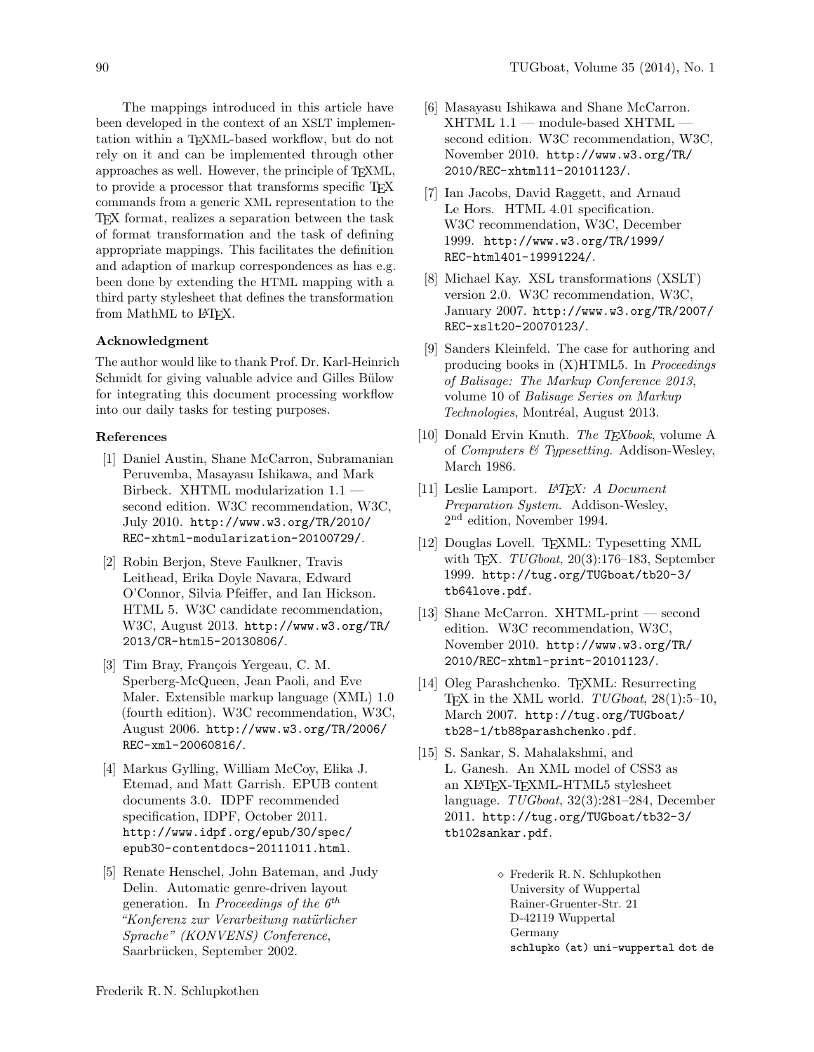The mappings introduced in this article have been developed in the context of an XSLT implementation within a TeXML-based workflow, but do not rely on it and can be implemented through other approaches as well. However, the principle of TeXML, to provide a processor that transforms specific TeX commands from a generic XML representation to the TeX format, realizes a separation between the task of format transformation and the task of defining appropriate mappings. This facilitates the definition and adaption of markup correspondences as has e.g. been done by extending the HTML mapping with a third party stylesheet that defines the transformation from MathML to LaTeX.

### Acknowledgment

The author would like to thank Prof. Dr. Karl-Heinrich Schmidt for giving valuable advice and Gilles Bülow for integrating this document processing workflow into our daily tasks for testing purposes.

### References

[1] Daniel Austin, Shane McCarron, Subramanian Peruvemba, Masayasu Ishikawa, and Mark Birbeck. XHTML modularization 1.1 — second edition. W3C recommendation, W3C, July 2010. `http://www.w3.org/TR/2010/REC-xhtml-modularization-20100729/`.

[2] Robin Berjon, Steve Faulkner, Travis Leithead, Erika Doyle Navara, Edward O'Connor, Silvia Pfeiffer, and Ian Hickson. HTML 5. W3C candidate recommendation, W3C, August 2013. `http://www.w3.org/TR/2013/CR-html5-20130806/`.

[3] Tim Bray, François Yergeau, C. M. Sperberg-McQueen, Jean Paoli, and Eve Maler. Extensible markup language (XML) 1.0 (fourth edition). W3C recommendation, W3C, August 2006. `http://www.w3.org/TR/2006/REC-xml-20060816/`.

[4] Markus Gylling, William McCoy, Elika J. Etemad, and Matt Garrish. EPUB content documents 3.0. IDPF recommended specification, IDPF, October 2011. `http://www.idpf.org/epub/30/spec/epub30-contentdocs-20111011.html`.

[5] Renate Henschel, John Bateman, and Judy Delin. Automatic genre-driven layout generation. In *Proceedings of the 6th "Konferenz zur Verarbeitung natürlicher Sprache" (KONVENS) Conference*, Saarbrücken, September 2002.

[6] Masayasu Ishikawa and Shane McCarron. XHTML 1.1 — module-based XHTML — second edition. W3C recommendation, W3C, November 2010. `http://www.w3.org/TR/2010/REC-xhtml11-20101123/`.

[7] Ian Jacobs, David Raggett, and Arnaud Le Hors. HTML 4.01 specification. W3C recommendation, W3C, December 1999. `http://www.w3.org/TR/1999/REC-html401-19991224/`.

[8] Michael Kay. XSL transformations (XSLT) version 2.0. W3C recommendation, W3C, January 2007. `http://www.w3.org/TR/2007/REC-xslt20-20070123/`.

[9] Sanders Kleinfeld. The case for authoring and producing books in (X)HTML5. In *Proceedings of Balisage: The Markup Conference 2013*, volume 10 of *Balisage Series on Markup Technologies*, Montréal, August 2013.

[10] Donald Ervin Knuth. *The TeXbook*, volume A of *Computers & Typesetting*. Addison-Wesley, March 1986.

[11] Leslie Lamport. *LaTeX: A Document Preparation System*. Addison-Wesley, 2nd edition, November 1994.

[12] Douglas Lovell. TeXML: Typesetting XML with TeX. *TUGboat*, 20(3):176–183, September 1999. `http://tug.org/TUGboat/tb20-3/tb64love.pdf`.

[13] Shane McCarron. XHTML-print — second edition. W3C recommendation, W3C, November 2010. `http://www.w3.org/TR/2010/REC-xhtml-print-20101123/`.

[14] Oleg Parashchenko. TeXML: Resurrecting TeX in the XML world. *TUGboat*, 28(1):5–10, March 2007. `http://tug.org/TUGboat/tb28-1/tb88parashchenko.pdf`.

[15] S. Sankar, S. Mahalakshmi, and L. Ganesh. An XML model of CSS3 as an XƎLaTeX-TeXML-HTML5 stylesheet language. *TUGboat*, 32(3):281–284, December 2011. `http://tug.org/TUGboat/tb32-3/tb102sankar.pdf`.

◇ Frederik R. N. Schlupkothen
University of Wuppertal
Rainer-Gruenter-Str. 21
D-42119 Wuppertal
Germany
`schlupko (at) uni-wuppertal dot de`